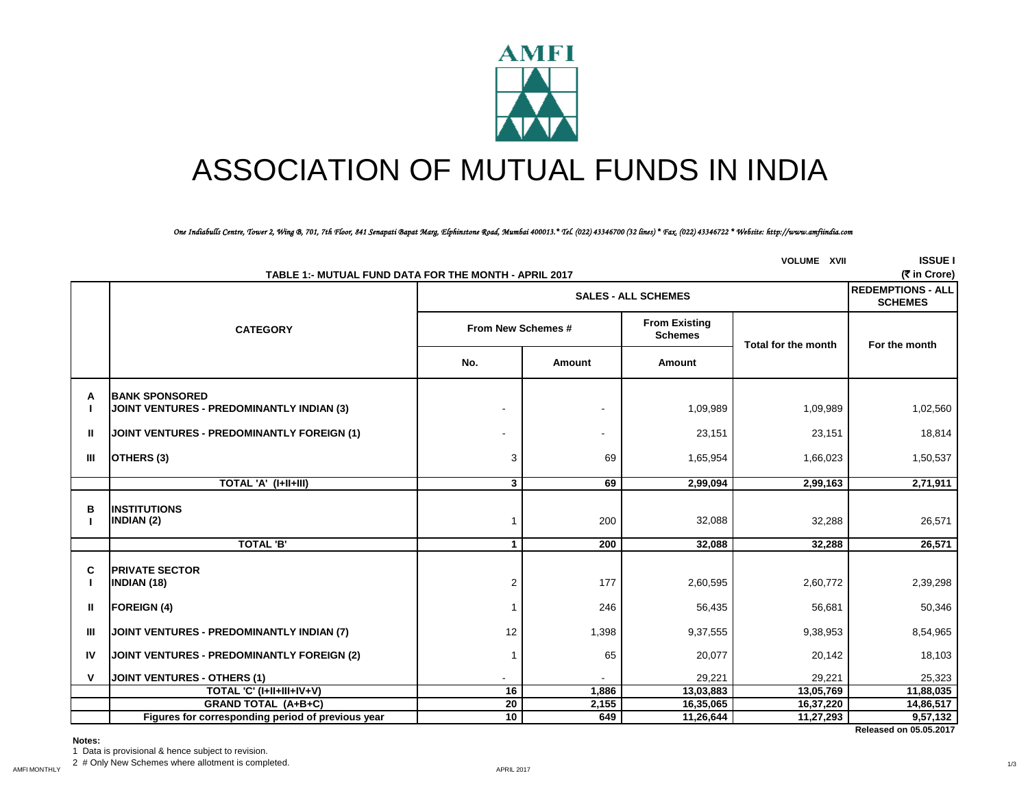# ASSOCIATION OF MUTUAL FUNDS IN INDIA

*One Indiabulls Centre, Tower 2, Wing B, 701, 7th Floor, 841 Senapati Bapat Marg, Elphinstone Road, Mumbai 400013.* Tel. (022) 43346700 (32 lines) * Fax. (022) 43346722 * Website: http://www.amfiindia.com*

VOLUME XVII ISSUE I

**TABLE 1:- MUTUAL FUND DATA FOR THE MONTH - APRIL 2017**

(₹ in Crore)

| | CATEGORY | SALES - ALL SCHEMES | | | | REDEMPTIONS - ALL SCHEMES |
|---|---|---|---|---|---|---|
| | | From New Schemes # | | From Existing Schemes | Total for the month | For the month |
| | | No. | Amount | Amount | | |
| **A** | **BANK SPONSORED** | | | | | |
| **I** | **JOINT VENTURES - PREDOMINANTLY INDIAN (3)** | - | - | 1,09,989 | 1,09,989 | 1,02,560 |
| **II** | **JOINT VENTURES - PREDOMINANTLY FOREIGN (1)** | - | - | 23,151 | 23,151 | 18,814 |
| **III** | **OTHERS (3)** | 3 | 69 | 1,65,954 | 1,66,023 | 1,50,537 |
| | **TOTAL 'A' (I+II+III)** | **3** | **69** | **2,99,094** | **2,99,163** | **2,71,911** |
| **B** | **INSTITUTIONS** | | | | | |
| **I** | **INDIAN (2)** | 1 | 200 | 32,088 | 32,288 | 26,571 |
| | **TOTAL 'B'** | **1** | **200** | **32,088** | **32,288** | **26,571** |
| **C** | **PRIVATE SECTOR** | | | | | |
| **I** | **INDIAN (18)** | 2 | 177 | 2,60,595 | 2,60,772 | 2,39,298 |
| **II** | **FOREIGN (4)** | 1 | 246 | 56,435 | 56,681 | 50,346 |
| **III** | **JOINT VENTURES - PREDOMINANTLY INDIAN (7)** | 12 | 1,398 | 9,37,555 | 9,38,953 | 8,54,965 |
| **IV** | **JOINT VENTURES - PREDOMINANTLY FOREIGN (2)** | 1 | 65 | 20,077 | 20,142 | 18,103 |
| **V** | **JOINT VENTURES - OTHERS (1)** | - | - | 29,221 | 29,221 | 25,323 |
| | **TOTAL 'C' (I+II+III+IV+V)** | **16** | **1,886** | **13,03,883** | **13,05,769** | **11,88,035** |
| | **GRAND TOTAL (A+B+C)** | **20** | **2,155** | **16,35,065** | **16,37,220** | **14,86,517** |
| | **Figures for corresponding period of previous year** | **10** | **649** | **11,26,644** | **11,27,293** | **9,57,132** |

**Released on 05.05.2017**

**Notes:**

1 Data is provisional & hence subject to revision.

2 # Only New Schemes where allotment is completed.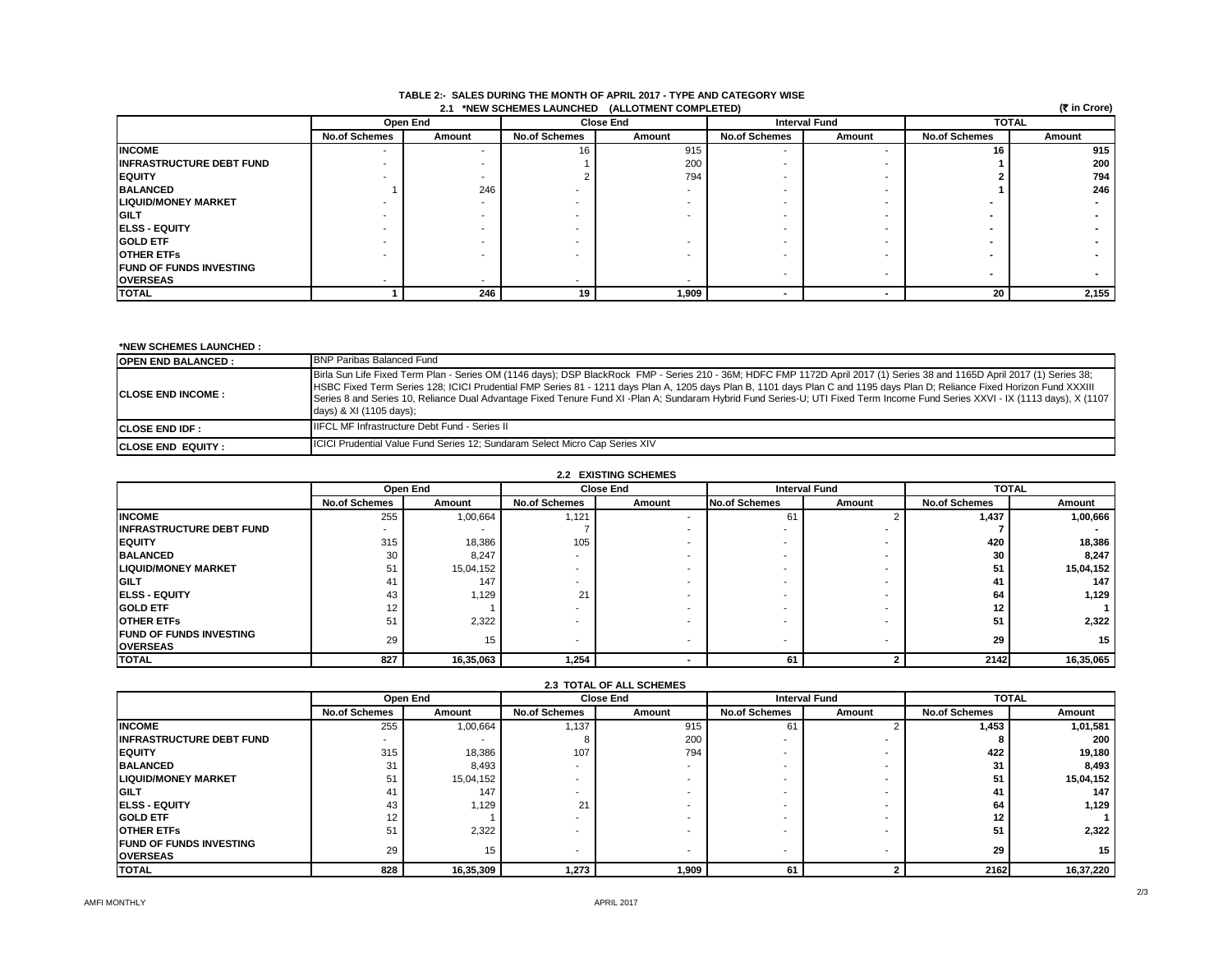## TABLE 2:- SALES DURING THE MONTH OF APRIL 2017 - TYPE AND CATEGORY WISE

### 2.1 *NEW SCHEMES LAUNCHED (ALLOTMENT COMPLETED)

(₹ in Crore)

| | Open End | | Close End | | Interval Fund | | TOTAL | |
|---|---|---|---|---|---|---|---|---|
| | No.of Schemes | Amount | No.of Schemes | Amount | No.of Schemes | Amount | No.of Schemes | Amount |
| **INCOME** | - | - | 16 | 915 | - | - | **16** | **915** |
| **INFRASTRUCTURE DEBT FUND** | - | - | 1 | 200 | - | - | **1** | **200** |
| **EQUITY** | - | - | 2 | 794 | - | - | **2** | **794** |
| **BALANCED** | 1 | 246 | - | - | - | - | **1** | **246** |
| **LIQUID/MONEY MARKET** | - | - | - | - | - | - | **-** | **-** |
| **GILT** | - | - | - | - | - | - | **-** | **-** |
| **ELSS - EQUITY** | - | - | - | - | - | - | **-** | **-** |
| **GOLD ETF** | - | - | - | - | - | - | **-** | **-** |
| **OTHER ETFs** | - | - | - | - | - | - | **-** | **-** |
| **FUND OF FUNDS INVESTING OVERSEAS** | - | - | - | - | - | - | **-** | **-** |
| **TOTAL** | **1** | **246** | **19** | **1,909** | **-** | **-** | **20** | **2,155** |

**\*NEW SCHEMES LAUNCHED :**

| | |
|---|---|
| **OPEN END BALANCED :** | BNP Paribas Balanced Fund |
| **CLOSE END INCOME :** | Birla Sun Life Fixed Term Plan - Series OM (1146 days); DSP BlackRock FMP - Series 210 - 36M; HDFC FMP 1172D April 2017 (1) Series 38 and 1165D April 2017 (1) Series 38; HSBC Fixed Term Series 128; ICICI Prudential FMP Series 81 - 1211 days Plan A, 1205 days Plan B, 1101 days Plan C and 1195 days Plan D; Reliance Fixed Horizon Fund XXXIII Series 8 and Series 10, Reliance Dual Advantage Fixed Tenure Fund XI -Plan A; Sundaram Hybrid Fund Series-U; UTI Fixed Term Income Fund Series XXVI - IX (1113 days), X (1107 days) & XI (1105 days); |
| **CLOSE END IDF :** | IIFCL MF Infrastructure Debt Fund - Series II |
| **CLOSE END EQUITY :** | ICICI Prudential Value Fund Series 12; Sundaram Select Micro Cap Series XIV |

### 2.2 EXISTING SCHEMES

| | Open End | | Close End | | Interval Fund | | TOTAL | |
|---|---|---|---|---|---|---|---|---|
| | No.of Schemes | Amount | No.of Schemes | Amount | No.of Schemes | Amount | No.of Schemes | Amount |
| **INCOME** | 255 | 1,00,664 | 1,121 | - | 61 | 2 | **1,437** | **1,00,666** |
| **INFRASTRUCTURE DEBT FUND** | - | - | 7 | - | - | - | **7** | **-** |
| **EQUITY** | 315 | 18,386 | 105 | - | - | - | **420** | **18,386** |
| **BALANCED** | 30 | 8,247 | - | - | - | - | **30** | **8,247** |
| **LIQUID/MONEY MARKET** | 51 | 15,04,152 | - | - | - | - | **51** | **15,04,152** |
| **GILT** | 41 | 147 | - | - | - | - | **41** | **147** |
| **ELSS - EQUITY** | 43 | 1,129 | 21 | - | - | - | **64** | **1,129** |
| **GOLD ETF** | 12 | 1 | - | - | - | - | **12** | **1** |
| **OTHER ETFs** | 51 | 2,322 | - | - | - | - | **51** | **2,322** |
| **FUND OF FUNDS INVESTING OVERSEAS** | 29 | 15 | - | - | - | - | **29** | **15** |
| **TOTAL** | **827** | **16,35,063** | **1,254** | **-** | **61** | **2** | **2142** | **16,35,065** |

### 2.3 TOTAL OF ALL SCHEMES

| | Open End | | Close End | | Interval Fund | | TOTAL | |
|---|---|---|---|---|---|---|---|---|
| | No.of Schemes | Amount | No.of Schemes | Amount | No.of Schemes | Amount | No.of Schemes | Amount |
| **INCOME** | 255 | 1,00,664 | 1,137 | 915 | 61 | 2 | **1,453** | **1,01,581** |
| **INFRASTRUCTURE DEBT FUND** | - | - | 8 | 200 | - | - | **8** | **200** |
| **EQUITY** | 315 | 18,386 | 107 | 794 | - | - | **422** | **19,180** |
| **BALANCED** | 31 | 8,493 | - | - | - | - | **31** | **8,493** |
| **LIQUID/MONEY MARKET** | 51 | 15,04,152 | - | - | - | - | **51** | **15,04,152** |
| **GILT** | 41 | 147 | - | - | - | - | **41** | **147** |
| **ELSS - EQUITY** | 43 | 1,129 | 21 | - | - | - | **64** | **1,129** |
| **GOLD ETF** | 12 | 1 | - | - | - | - | **12** | **1** |
| **OTHER ETFs** | 51 | 2,322 | - | - | - | - | **51** | **2,322** |
| **FUND OF FUNDS INVESTING OVERSEAS** | 29 | 15 | - | - | - | - | **29** | **15** |
| **TOTAL** | **828** | **16,35,309** | **1,273** | **1,909** | **61** | **2** | **2162** | **16,37,220** |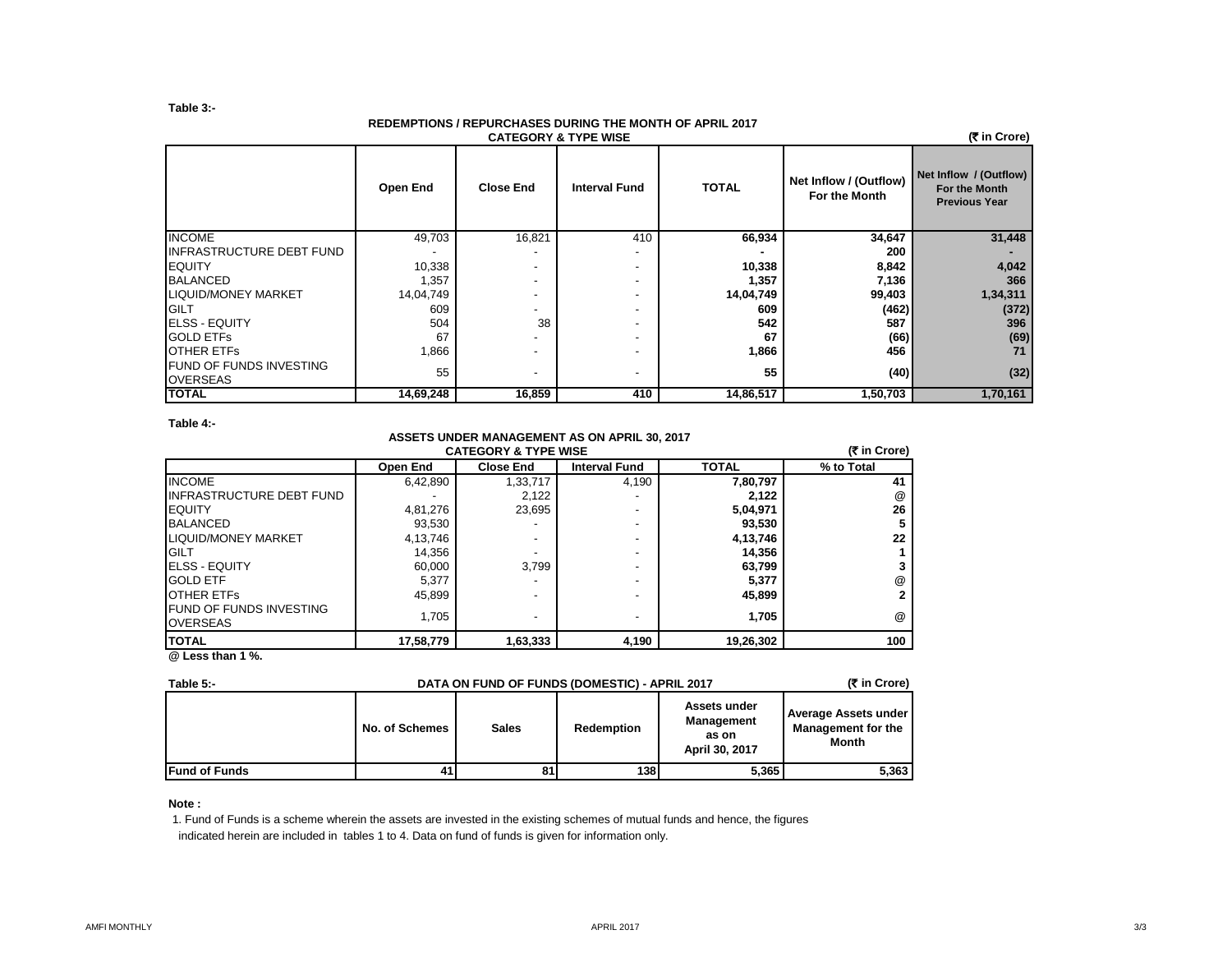**Table 3:-**

### REDEMPTIONS / REPURCHASES DURING THE MONTH OF APRIL 2017
### CATEGORY & TYPE WISE

(₹ in Crore)

| | Open End | Close End | Interval Fund | TOTAL | Net Inflow / (Outflow) For the Month | Net Inflow / (Outflow) For the Month Previous Year |
|---|---|---|---|---|---|---|
| INCOME | 49,703 | 16,821 | 410 | **66,934** | **34,647** | **31,448** |
| INFRASTRUCTURE DEBT FUND | - | - | - | **-** | **200** | **-** |
| EQUITY | 10,338 | - | - | **10,338** | **8,842** | **4,042** |
| BALANCED | 1,357 | - | - | **1,357** | **7,136** | **366** |
| LIQUID/MONEY MARKET | 14,04,749 | - | - | **14,04,749** | **99,403** | **1,34,311** |
| GILT | 609 | - | - | **609** | **(462)** | **(372)** |
| ELSS - EQUITY | 504 | 38 | - | **542** | **587** | **396** |
| GOLD ETFs | 67 | - | - | **67** | **(66)** | **(69)** |
| OTHER ETFs | 1,866 | - | - | **1,866** | **456** | **71** |
| FUND OF FUNDS INVESTING OVERSEAS | 55 | - | - | **55** | **(40)** | **(32)** |
| **TOTAL** | **14,69,248** | **16,859** | **410** | **14,86,517** | **1,50,703** | **1,70,161** |

**Table 4:-**

### ASSETS UNDER MANAGEMENT AS ON APRIL 30, 2017
### CATEGORY & TYPE WISE

(₹ in Crore)

| | Open End | Close End | Interval Fund | TOTAL | % to Total |
|---|---|---|---|---|---|
| INCOME | 6,42,890 | 1,33,717 | 4,190 | **7,80,797** | **41** |
| INFRASTRUCTURE DEBT FUND | - | 2,122 | - | **2,122** | @ |
| EQUITY | 4,81,276 | 23,695 | - | **5,04,971** | **26** |
| BALANCED | 93,530 | - | - | **93,530** | **5** |
| LIQUID/MONEY MARKET | 4,13,746 | - | - | **4,13,746** | **22** |
| GILT | 14,356 | - | - | **14,356** | **1** |
| ELSS - EQUITY | 60,000 | 3,799 | - | **63,799** | **3** |
| GOLD ETF | 5,377 | - | - | **5,377** | @ |
| OTHER ETFs | 45,899 | - | - | **45,899** | **2** |
| FUND OF FUNDS INVESTING OVERSEAS | 1,705 | - | - | **1,705** | @ |
| **TOTAL** | **17,58,779** | **1,63,333** | **4,190** | **19,26,302** | **100** |

**@ Less than 1 %.**

**Table 5:-**

### DATA ON FUND OF FUNDS (DOMESTIC) - APRIL 2017

(₹ in Crore)

| | No. of Schemes | Sales | Redemption | Assets under Management as on April 30, 2017 | Average Assets under Management for the Month |
|---|---|---|---|---|---|
| **Fund of Funds** | 41 | 81 | 138 | 5,365 | 5,363 |

**Note :**

1. Fund of Funds is a scheme wherein the assets are invested in the existing schemes of mutual funds and hence, the figures indicated herein are included in tables 1 to 4. Data on fund of funds is given for information only.